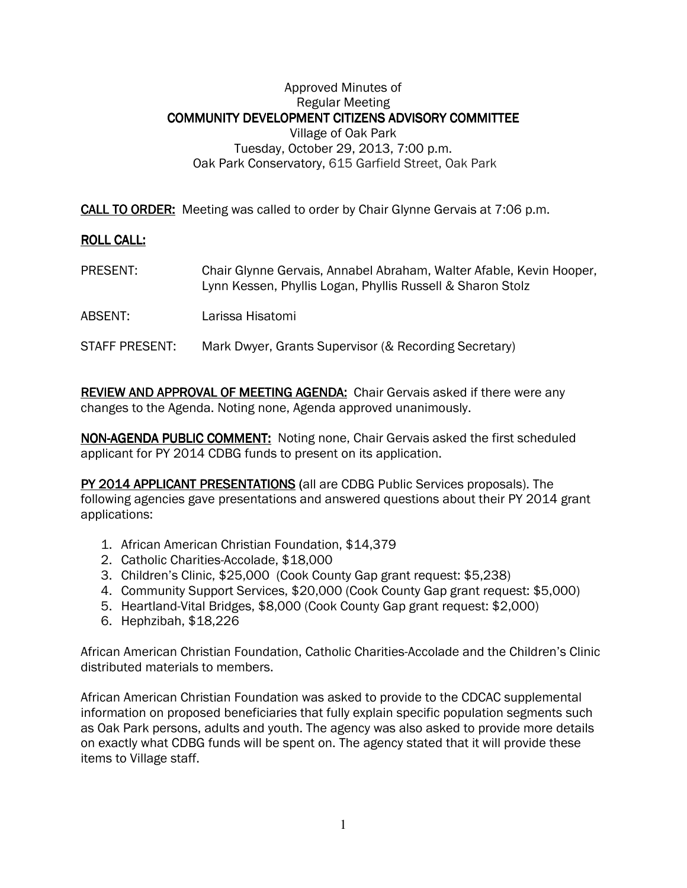Approved Minutes of
Regular Meeting

# COMMUNITY DEVELOPMENT CITIZENS ADVISORY COMMITTEE

Village of Oak Park
Tuesday, October 29, 2013, 7:00 p.m.
Oak Park Conservatory, 615 Garfield Street, Oak Park

**CALL TO ORDER:** Meeting was called to order by Chair Glynne Gervais at 7:06 p.m.

**ROLL CALL:**

| | |
|---|---|
| PRESENT: | Chair Glynne Gervais, Annabel Abraham, Walter Afable, Kevin Hooper, Lynn Kessen, Phyllis Logan, Phyllis Russell & Sharon Stolz |
| ABSENT: | Larissa Hisatomi |
| STAFF PRESENT: | Mark Dwyer, Grants Supervisor (& Recording Secretary) |

**REVIEW AND APPROVAL OF MEETING AGENDA:** Chair Gervais asked if there were any changes to the Agenda. Noting none, Agenda approved unanimously.

**NON-AGENDA PUBLIC COMMENT:** Noting none, Chair Gervais asked the first scheduled applicant for PY 2014 CDBG funds to present on its application.

**PY 2014 APPLICANT PRESENTATIONS** (all are CDBG Public Services proposals). The following agencies gave presentations and answered questions about their PY 2014 grant applications:

1. African American Christian Foundation, $14,379
2. Catholic Charities-Accolade, $18,000
3. Children's Clinic, $25,000 (Cook County Gap grant request: $5,238)
4. Community Support Services, $20,000 (Cook County Gap grant request: $5,000)
5. Heartland-Vital Bridges, $8,000 (Cook County Gap grant request: $2,000)
6. Hephzibah, $18,226

African American Christian Foundation, Catholic Charities-Accolade and the Children's Clinic distributed materials to members.

African American Christian Foundation was asked to provide to the CDCAC supplemental information on proposed beneficiaries that fully explain specific population segments such as Oak Park persons, adults and youth. The agency was also asked to provide more details on exactly what CDBG funds will be spent on. The agency stated that it will provide these items to Village staff.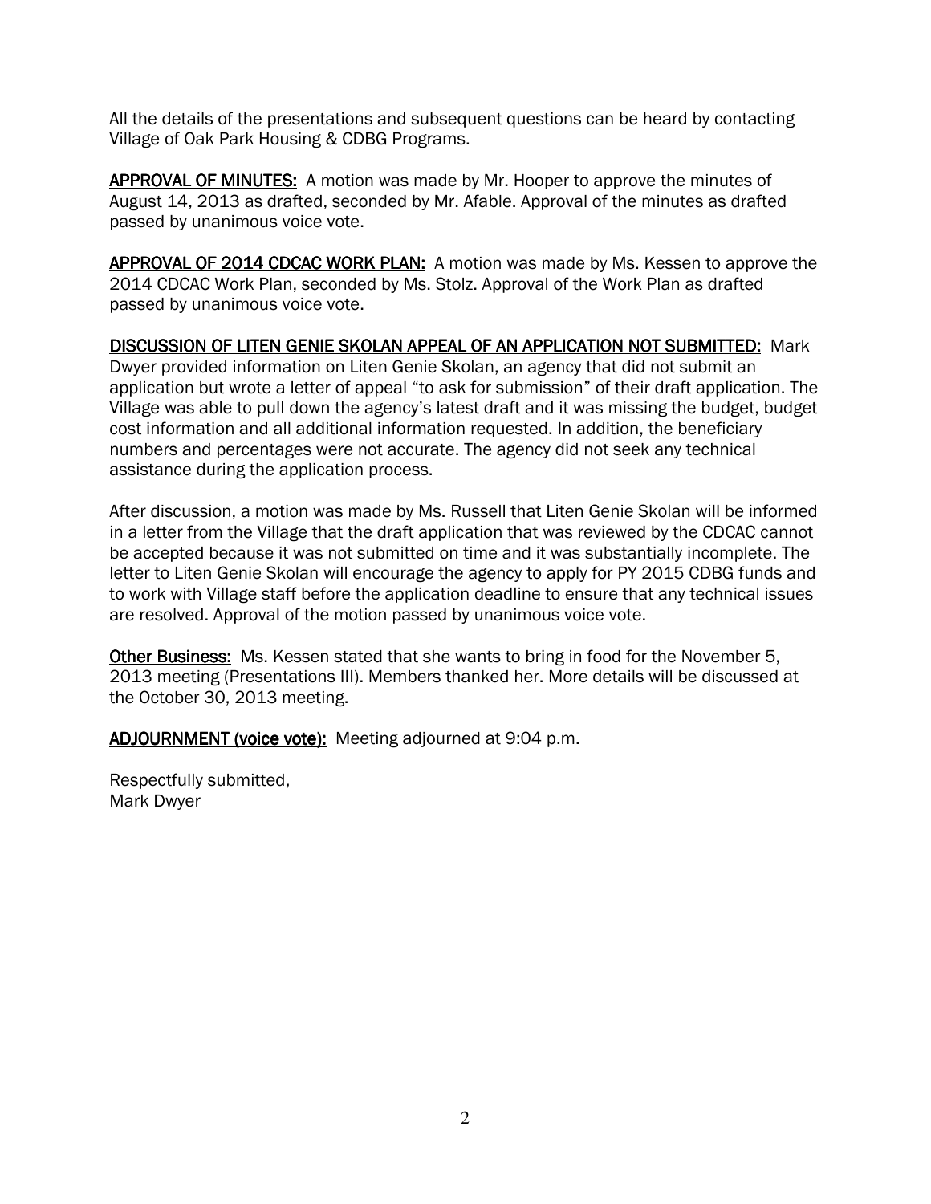All the details of the presentations and subsequent questions can be heard by contacting Village of Oak Park Housing & CDBG Programs.

**APPROVAL OF MINUTES:** A motion was made by Mr. Hooper to approve the minutes of August 14, 2013 as drafted, seconded by Mr. Afable. Approval of the minutes as drafted passed by unanimous voice vote.

**APPROVAL OF 2014 CDCAC WORK PLAN:** A motion was made by Ms. Kessen to approve the 2014 CDCAC Work Plan, seconded by Ms. Stolz. Approval of the Work Plan as drafted passed by unanimous voice vote.

**DISCUSSION OF LITEN GENIE SKOLAN APPEAL OF AN APPLICATION NOT SUBMITTED:** Mark Dwyer provided information on Liten Genie Skolan, an agency that did not submit an application but wrote a letter of appeal "to ask for submission" of their draft application. The Village was able to pull down the agency's latest draft and it was missing the budget, budget cost information and all additional information requested. In addition, the beneficiary numbers and percentages were not accurate. The agency did not seek any technical assistance during the application process.

After discussion, a motion was made by Ms. Russell that Liten Genie Skolan will be informed in a letter from the Village that the draft application that was reviewed by the CDCAC cannot be accepted because it was not submitted on time and it was substantially incomplete. The letter to Liten Genie Skolan will encourage the agency to apply for PY 2015 CDBG funds and to work with Village staff before the application deadline to ensure that any technical issues are resolved. Approval of the motion passed by unanimous voice vote.

**Other Business:** Ms. Kessen stated that she wants to bring in food for the November 5, 2013 meeting (Presentations III). Members thanked her. More details will be discussed at the October 30, 2013 meeting.

**ADJOURNMENT (voice vote):** Meeting adjourned at 9:04 p.m.

Respectfully submitted,
Mark Dwyer